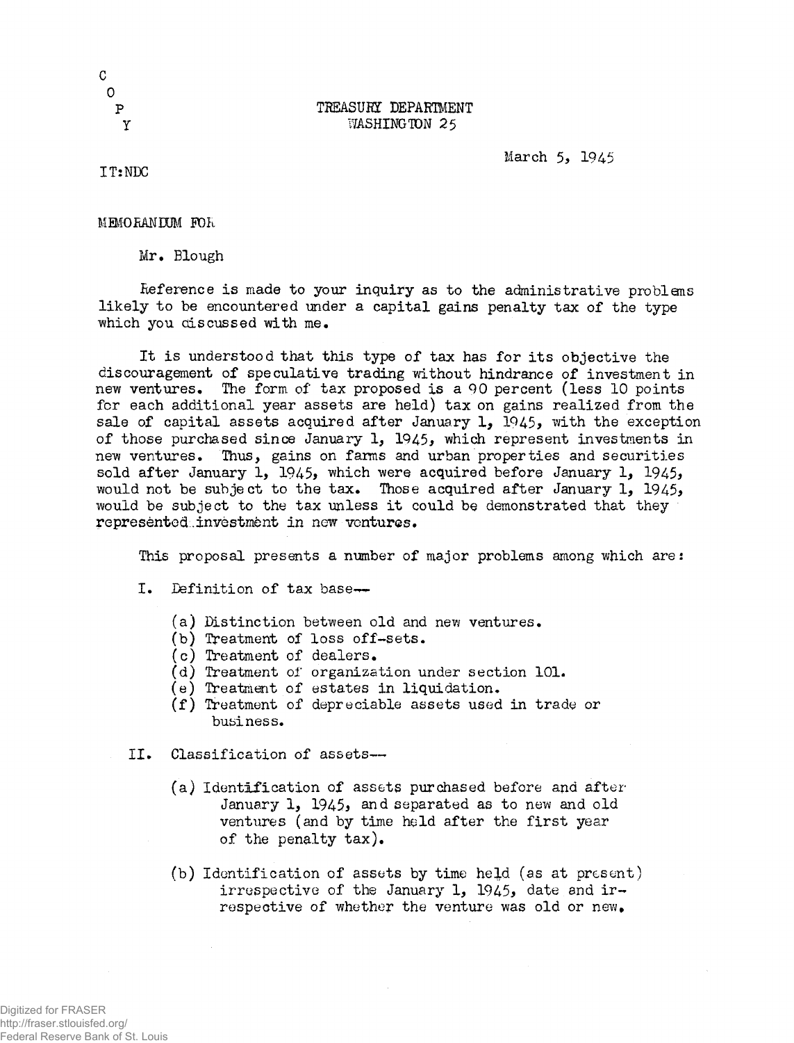C
O
P
Y

TREASURY DEPARTMENT
WASHINGTON 25

March 5, 1945

IT:NDC

MEMORANDUM FOR

Mr. Blough

Reference is made to your inquiry as to the administrative problems likely to be encountered under a capital gains penalty tax of the type which you discussed with me.

It is understood that this type of tax has for its objective the discouragement of speculative trading without hindrance of investment in new ventures. The form of tax proposed is a 90 percent (less 10 points for each additional year assets are held) tax on gains realized from the sale of capital assets acquired after January 1, 1945, with the exception of those purchased since January 1, 1945, which represent investments in new ventures. Thus, gains on farms and urban properties and securities sold after January 1, 1945, which were acquired before January 1, 1945, would not be subject to the tax. Those acquired after January 1, 1945, would be subject to the tax unless it could be demonstrated that they represented investment in new ventures.

This proposal presents a number of major problems among which are:

I. Definition of tax base—

(a) Distinction between old and new ventures.
(b) Treatment of loss off-sets.
(c) Treatment of dealers.
(d) Treatment of organization under section 101.
(e) Treatment of estates in liquidation.
(f) Treatment of depreciable assets used in trade or business.

II. Classification of assets—

(a) Identification of assets purchased before and after January 1, 1945, and separated as to new and old ventures (and by time held after the first year of the penalty tax).

(b) Identification of assets by time held (as at present) irrespective of the January 1, 1945, date and irrespective of whether the venture was old or new.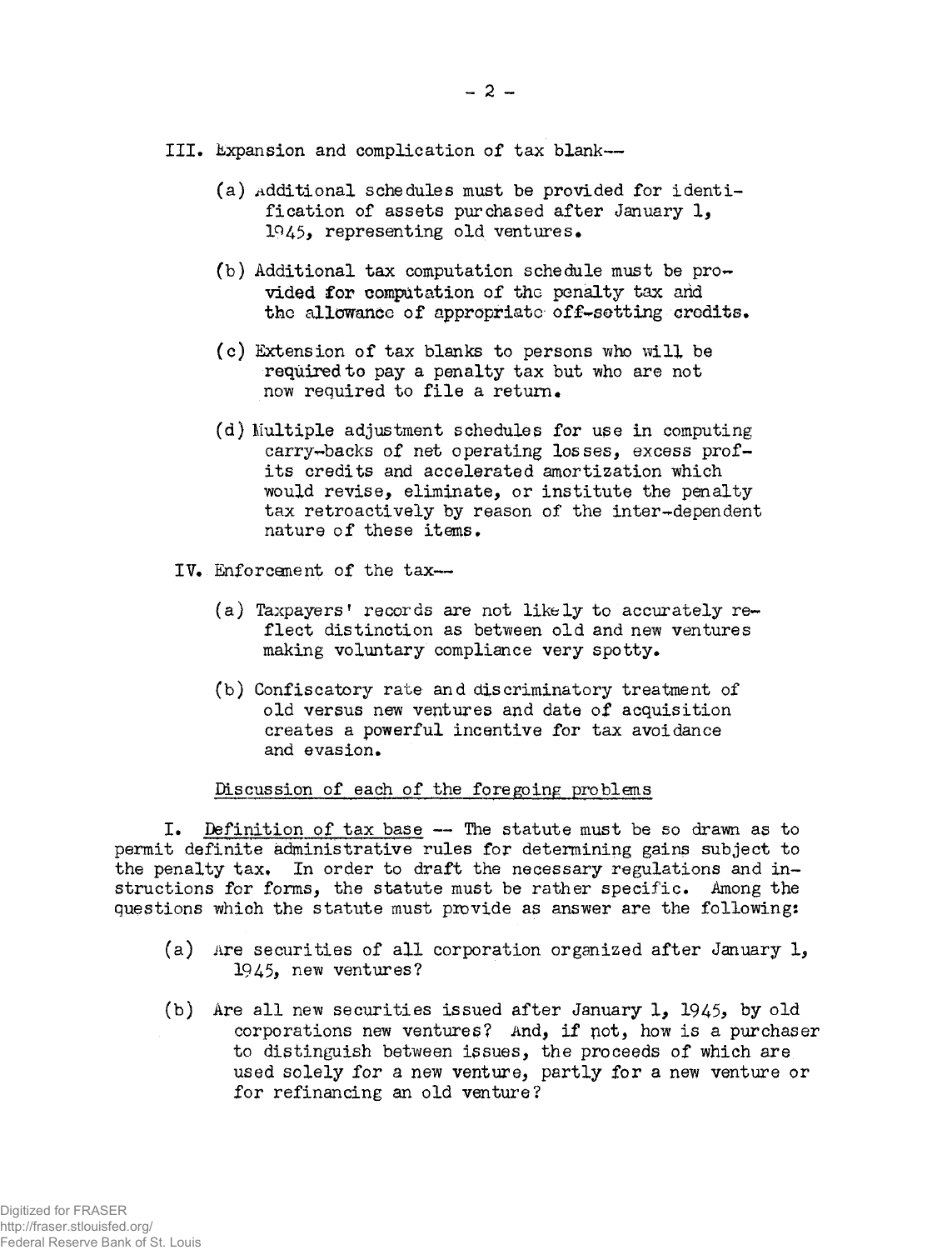III. Expansion and complication of tax blank--

(a) Additional schedules must be provided for identification of assets purchased after January 1, 1945, representing old ventures.

(b) Additional tax computation schedule must be provided for computation of the penalty tax and the allowance of appropriate off-setting credits.

(c) Extension of tax blanks to persons who will be required to pay a penalty tax but who are not now required to file a return.

(d) Multiple adjustment schedules for use in computing carry-backs of net operating losses, excess profits credits and accelerated amortization which would revise, eliminate, or institute the penalty tax retroactively by reason of the inter-dependent nature of these items.

IV. Enforcement of the tax--

(a) Taxpayers' records are not likely to accurately reflect distinction as between old and new ventures making voluntary compliance very spotty.

(b) Confiscatory rate and discriminatory treatment of old versus new ventures and date of acquisition creates a powerful incentive for tax avoidance and evasion.

<u>Discussion of each of the foregoing problems</u>

I. <u>Definition of tax base</u> -- The statute must be so drawn as to permit definite administrative rules for determining gains subject to the penalty tax. In order to draft the necessary regulations and instructions for forms, the statute must be rather specific. Among the questions which the statute must provide as answer are the following:

(a) Are securities of all corporation organized after January 1, 1945, new ventures?

(b) Are all new securities issued after January 1, 1945, by old corporations new ventures? And, if not, how is a purchaser to distinguish between issues, the proceeds of which are used solely for a new venture, partly for a new venture or for refinancing an old venture?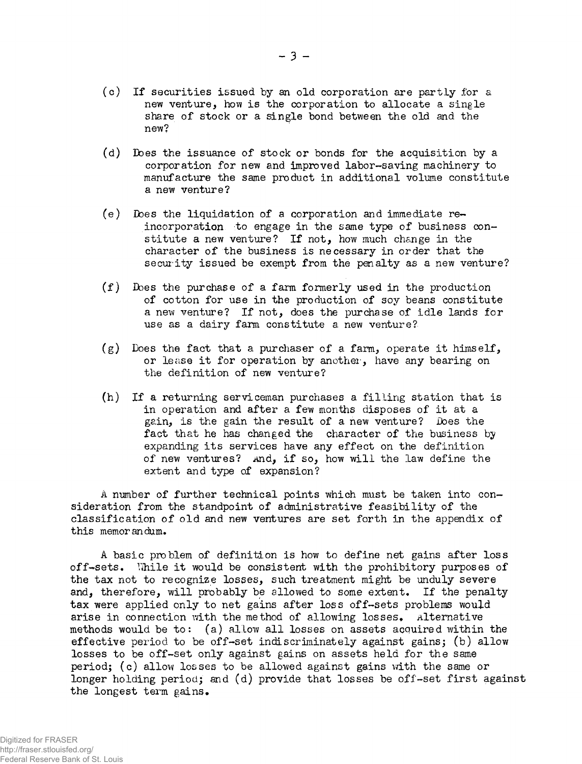(c) If securities issued by an old corporation are partly for a new venture, how is the corporation to allocate a single share of stock or a single bond between the old and the new?

(d) Does the issuance of stock or bonds for the acquisition by a corporation for new and improved labor-saving machinery to manufacture the same product in additional volume constitute a new venture?

(e) Does the liquidation of a corporation and immediate re-incorporation to engage in the same type of business constitute a new venture? If not, how much change in the character of the business is necessary in order that the security issued be exempt from the penalty as a new venture?

(f) Does the purchase of a farm formerly used in the production of cotton for use in the production of soy beans constitute a new venture? If not, does the purchase of idle lands for use as a dairy farm constitute a new venture?

(g) Does the fact that a purchaser of a farm, operate it himself, or lease it for operation by another, have any bearing on the definition of new venture?

(h) If a returning serviceman purchases a filling station that is in operation and after a few months disposes of it at a gain, is the gain the result of a new venture? Does the fact that he has changed the character of the business by expanding its services have any effect on the definition of new ventures? And, if so, how will the law define the extent and type of expansion?

A number of further technical points which must be taken into consideration from the standpoint of administrative feasibility of the classification of old and new ventures are set forth in the appendix of this memorandum.

A basic problem of definition is how to define net gains after loss off-sets. While it would be consistent with the prohibitory purposes of the tax not to recognize losses, such treatment might be unduly severe and, therefore, will probably be allowed to some extent. If the penalty tax were applied only to net gains after loss off-sets problems would arise in connection with the method of allowing losses. Alternative methods would be to: (a) allow all losses on assets acquired within the effective period to be off-set indiscriminately against gains; (b) allow losses to be off-set only against gains on assets held for the same period; (c) allow losses to be allowed against gains with the same or longer holding period; and (d) provide that losses be off-set first against the longest term gains.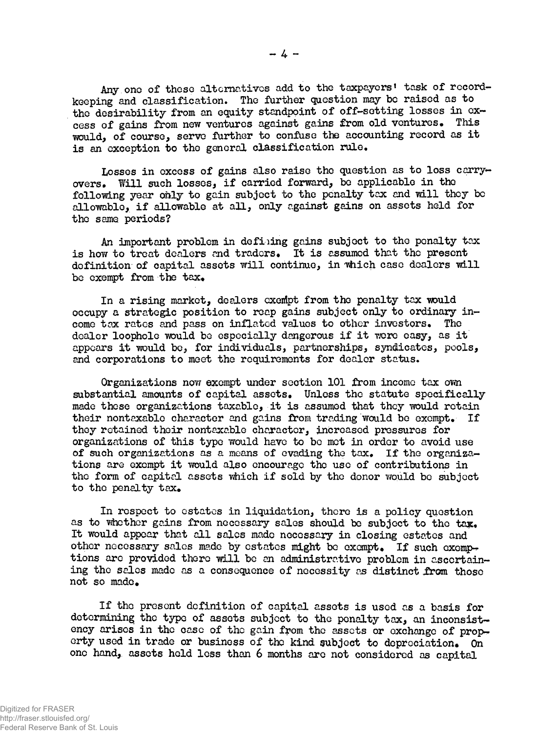Any one of these alternatives add to the taxpayers' task of recordkeeping and classification. The further question may be raised as to the desirability from an equity standpoint of off-setting losses in excess of gains from new ventures against gains from old ventures. This would, of course, serve further to confuse the accounting record as it is an exception to the general classification rule.

Losses in excess of gains also raise the question as to loss carry-overs. Will such losses, if carried forward, be applicable in the following year only to gain subject to the penalty tax and will they be allowable, if allowable at all, only against gains on assets held for the same periods?

An important problem in defining gains subject to the penalty tax is how to treat dealers and traders. It is assumed that the present definition of capital assets will continue, in which case dealers will be exempt from the tax.

In a rising market, dealers exempt from the penalty tax would occupy a strategic position to reap gains subject only to ordinary income tax rates and pass on inflated values to other investors. The dealer loophole would be especially dangerous if it were easy, as it appears it would be, for individuals, partnerships, syndicates, pools, and corporations to meet the requirements for dealer status.

Organizations now exempt under section 101 from income tax own substantial amounts of capital assets. Unless the statute specifically made these organizations taxable, it is assumed that they would retain their nontaxable character and gains from trading would be exempt. If they retained their nontaxable character, increased pressures for organizations of this type would have to be met in order to avoid use of such organizations as a means of evading the tax. If the organizations are exempt it would also encourage the use of contributions in the form of capital assets which if sold by the donor would be subject to the penalty tax.

In respect to estates in liquidation, there is a policy question as to whether gains from necessary sales should be subject to the tax. It would appear that all sales made necessary in closing estates and other necessary sales made by estates might be exempt. If such exemptions are provided there will be an administrative problem in ascertaining the sales made as a consequence of necessity as distinct from those not so made.

If the present definition of capital assets is used as a basis for determining the type of assets subject to the penalty tax, an inconsistency arises in the case of the gain from the assets or exchange of property used in trade or business of the kind subject to depreciation. On one hand, assets held less than 6 months are not considered as capital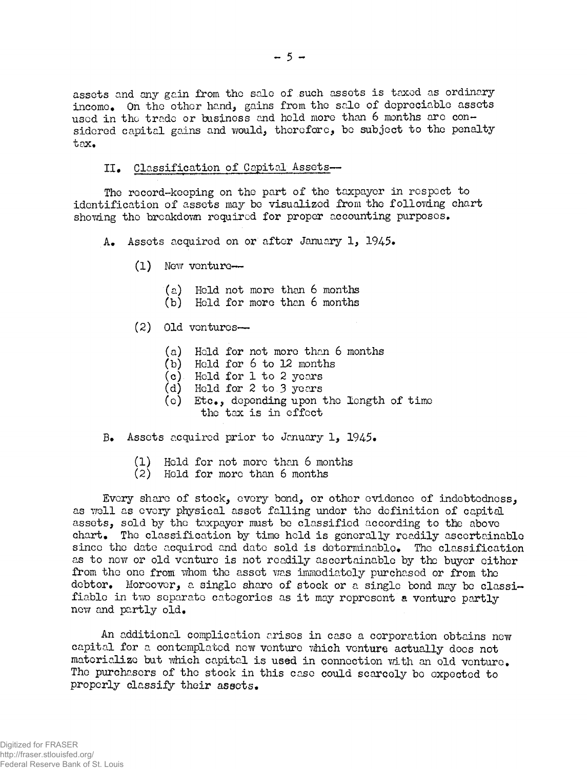assets and any gain from the sale of such assets is taxed as ordinary income. On the other hand, gains from the sale of depreciable assets used in the trade or business and held more than 6 months are considered capital gains and would, therefore, be subject to the penalty tax.

## II. Classification of Capital Assets—

The record-keeping on the part of the taxpayer in respect to identification of assets may be visualized from the following chart showing the breakdown required for proper accounting purposes.

A. Assets acquired on or after January 1, 1945.

(1) New venture—

(a) Held not more than 6 months
(b) Held for more than 6 months

(2) Old ventures—

(a) Held for not more than 6 months
(b) Held for 6 to 12 months
(c) Held for 1 to 2 years
(d) Held for 2 to 3 years
(e) Etc., depending upon the length of time the tax is in effect

B. Assets acquired prior to January 1, 1945.

(1) Held for not more than 6 months
(2) Held for more than 6 months

Every share of stock, every bond, or other evidence of indebtedness, as well as every physical asset falling under the definition of capital assets, sold by the taxpayer must be classified according to the above chart. The classification by time held is generally readily ascertainable since the date acquired and date sold is determinable. The classification as to new or old venture is not readily ascertainable by the buyer either from the one from whom the asset was immediately purchased or from the debtor. Moreover, a single share of stock or a single bond may be classifiable in two separate categories as it may represent a venture partly new and partly old.

An additional complication arises in case a corporation obtains new capital for a contemplated new venture which venture actually does not materialize but which capital is used in connection with an old venture. The purchasers of the stock in this case could scarcely be expected to properly classify their assets.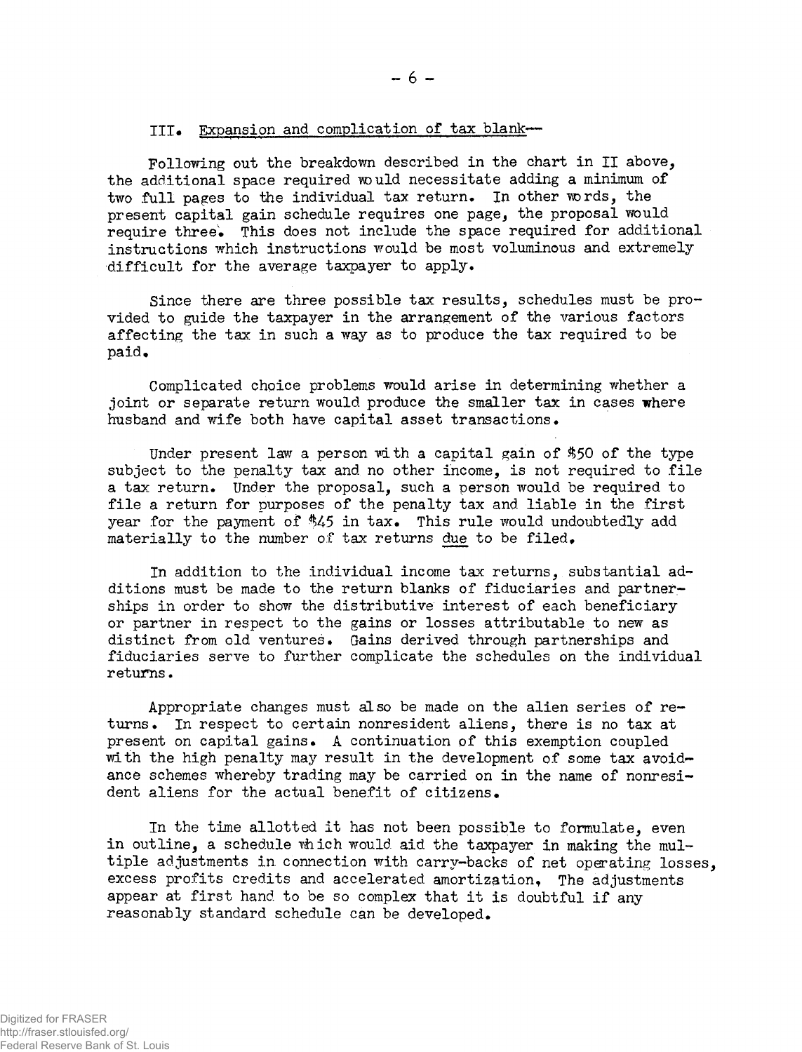## III. Expansion and complication of tax blank--

Following out the breakdown described in the chart in II above, the additional space required would necessitate adding a minimum of two full pages to the individual tax return. In other words, the present capital gain schedule requires one page, the proposal would require three. This does not include the space required for additional instructions which instructions would be most voluminous and extremely difficult for the average taxpayer to apply.

Since there are three possible tax results, schedules must be provided to guide the taxpayer in the arrangement of the various factors affecting the tax in such a way as to produce the tax required to be paid.

Complicated choice problems would arise in determining whether a joint or separate return would produce the smaller tax in cases where husband and wife both have capital asset transactions.

Under present law a person with a capital gain of $50 of the type subject to the penalty tax and no other income, is not required to file a tax return. Under the proposal, such a person would be required to file a return for purposes of the penalty tax and liable in the first year for the payment of $45 in tax. This rule would undoubtedly add materially to the number of tax returns due to be filed.

In addition to the individual income tax returns, substantial additions must be made to the return blanks of fiduciaries and partnerships in order to show the distributive interest of each beneficiary or partner in respect to the gains or losses attributable to new as distinct from old ventures. Gains derived through partnerships and fiduciaries serve to further complicate the schedules on the individual returns.

Appropriate changes must also be made on the alien series of returns. In respect to certain nonresident aliens, there is no tax at present on capital gains. A continuation of this exemption coupled with the high penalty may result in the development of some tax avoidance schemes whereby trading may be carried on in the name of nonresident aliens for the actual benefit of citizens.

In the time allotted it has not been possible to formulate, even in outline, a schedule which would aid the taxpayer in making the multiple adjustments in connection with carry-backs of net operating losses, excess profits credits and accelerated amortization. The adjustments appear at first hand to be so complex that it is doubtful if any reasonably standard schedule can be developed.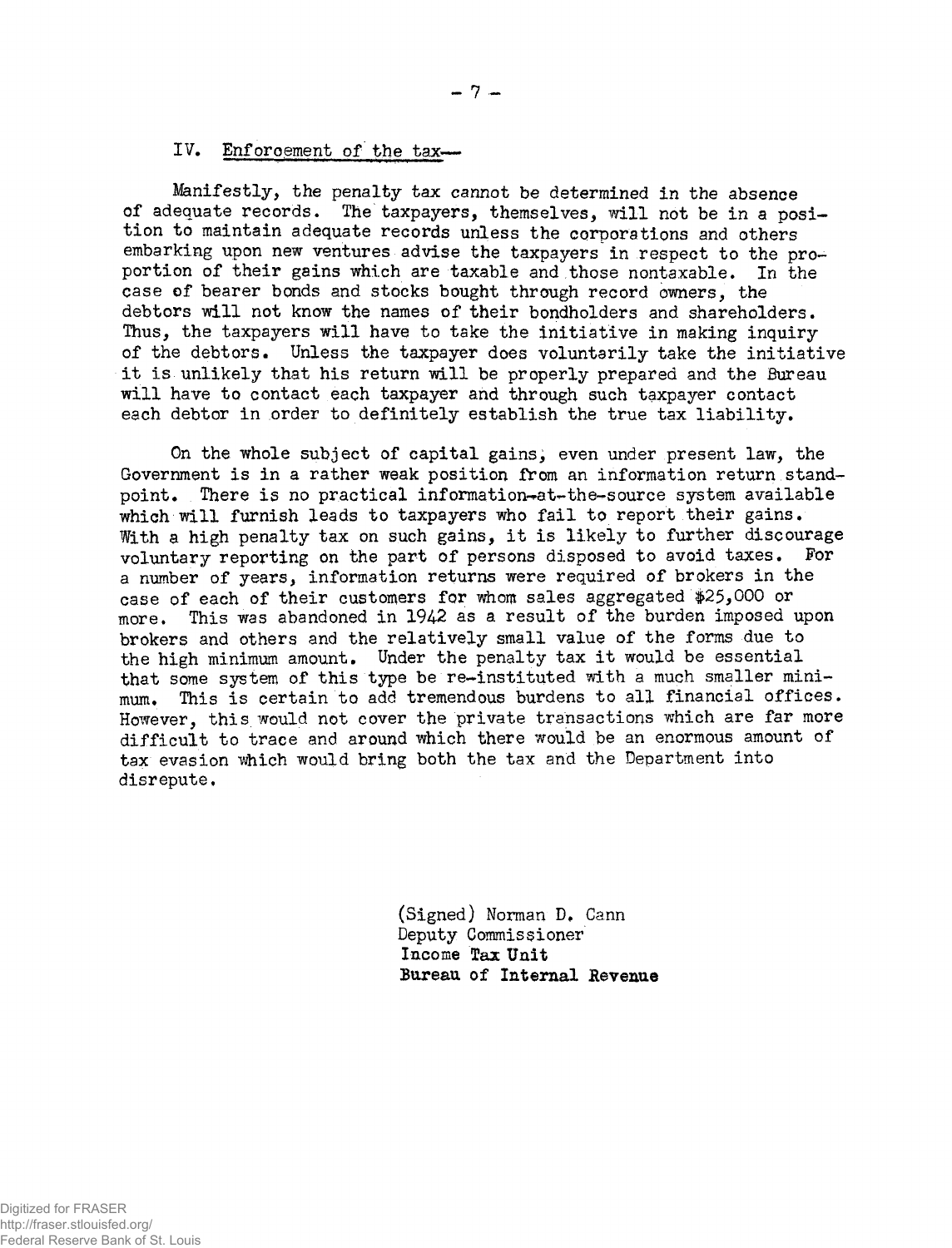### IV. Enforcement of the tax—

Manifestly, the penalty tax cannot be determined in the absence of adequate records. The taxpayers, themselves, will not be in a position to maintain adequate records unless the corporations and others embarking upon new ventures advise the taxpayers in respect to the proportion of their gains which are taxable and those nontaxable. In the case of bearer bonds and stocks bought through record owners, the debtors will not know the names of their bondholders and shareholders. Thus, the taxpayers will have to take the initiative in making inquiry of the debtors. Unless the taxpayer does voluntarily take the initiative it is unlikely that his return will be properly prepared and the Bureau will have to contact each taxpayer and through such taxpayer contact each debtor in order to definitely establish the true tax liability.

On the whole subject of capital gains, even under present law, the Government is in a rather weak position from an information return standpoint. There is no practical information-at-the-source system available which will furnish leads to taxpayers who fail to report their gains. With a high penalty tax on such gains, it is likely to further discourage voluntary reporting on the part of persons disposed to avoid taxes. For a number of years, information returns were required of brokers in the case of each of their customers for whom sales aggregated $25,000 or more. This was abandoned in 1942 as a result of the burden imposed upon brokers and others and the relatively small value of the forms due to the high minimum amount. Under the penalty tax it would be essential that some system of this type be re-instituted with a much smaller minimum. This is certain to add tremendous burdens to all financial offices. However, this would not cover the private transactions which are far more difficult to trace and around which there would be an enormous amount of tax evasion which would bring both the tax and the Department into disrepute.

(Signed) Norman D. Cann
Deputy Commissioner
**Income Tax Unit**
**Bureau of Internal Revenue**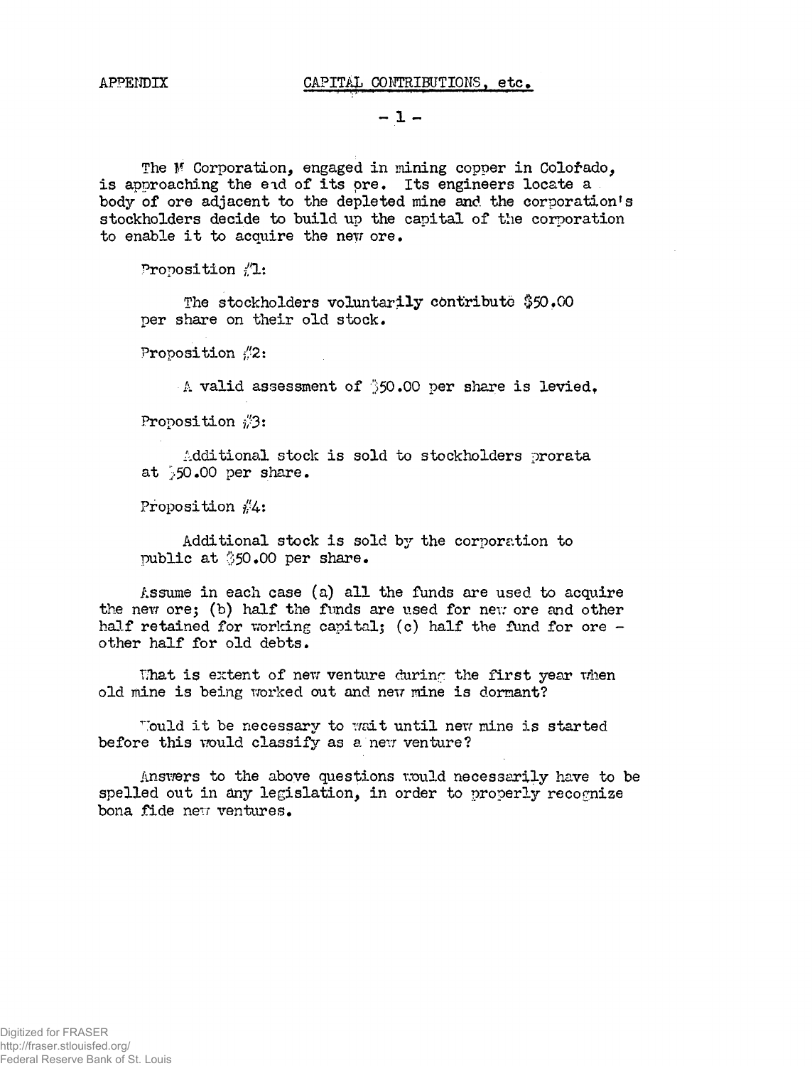APPENDIX

## CAPITAL CONTRIBUTIONS, etc.

The M Corporation, engaged in mining copper in Colorado, is approaching the end of its ore. Its engineers locate a body of ore adjacent to the depleted mine and the corporation's stockholders decide to build up the capital of the corporation to enable it to acquire the new ore.

Proposition #1:

The stockholders voluntarily contribute $50.00 per share on their old stock.

Proposition #2:

A valid assessment of $50.00 per share is levied.

Proposition #3:

Additional stock is sold to stockholders prorata at $50.00 per share.

Proposition #4:

Additional stock is sold by the corporation to public at $50.00 per share.

Assume in each case (a) all the funds are used to acquire the new ore; (b) half the funds are used for new ore and other half retained for working capital; (c) half the fund for ore - other half for old debts.

What is extent of new venture during the first year when old mine is being worked out and new mine is dormant?

Would it be necessary to wait until new mine is started before this would classify as a new venture?

Answers to the above questions would necessarily have to be spelled out in any legislation, in order to properly recognize bona fide new ventures.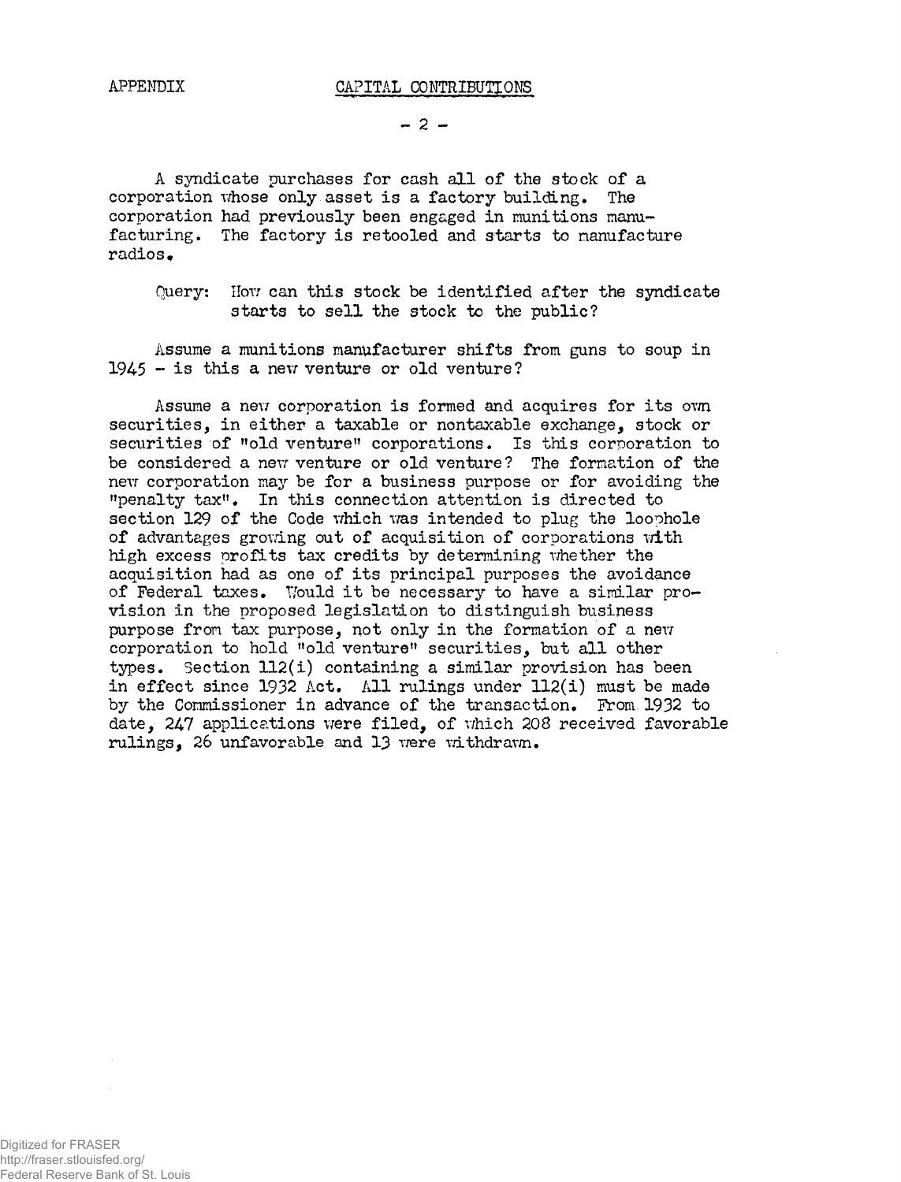APPENDIX

## CAPITAL CONTRIBUTIONS

A syndicate purchases for cash all of the stock of a corporation whose only asset is a factory building. The corporation had previously been engaged in munitions manufacturing. The factory is retooled and starts to manufacture radios.

Query: How can this stock be identified after the syndicate starts to sell the stock to the public?

Assume a munitions manufacturer shifts from guns to soup in 1945 - is this a new venture or old venture?

Assume a new corporation is formed and acquires for its own securities, in either a taxable or nontaxable exchange, stock or securities of "old venture" corporations. Is this corporation to be considered a new venture or old venture? The formation of the new corporation may be for a business purpose or for avoiding the "penalty tax". In this connection attention is directed to section 129 of the Code which was intended to plug the loophole of advantages growing out of acquisition of corporations with high excess profits tax credits by determining whether the acquisition had as one of its principal purposes the avoidance of Federal taxes. Would it be necessary to have a similar provision in the proposed legislation to distinguish business purpose from tax purpose, not only in the formation of a new corporation to hold "old venture" securities, but all other types. Section 112(i) containing a similar provision has been in effect since 1932 Act. All rulings under 112(i) must be made by the Commissioner in advance of the transaction. From 1932 to date, 247 applications were filed, of which 208 received favorable rulings, 26 unfavorable and 13 were withdrawn.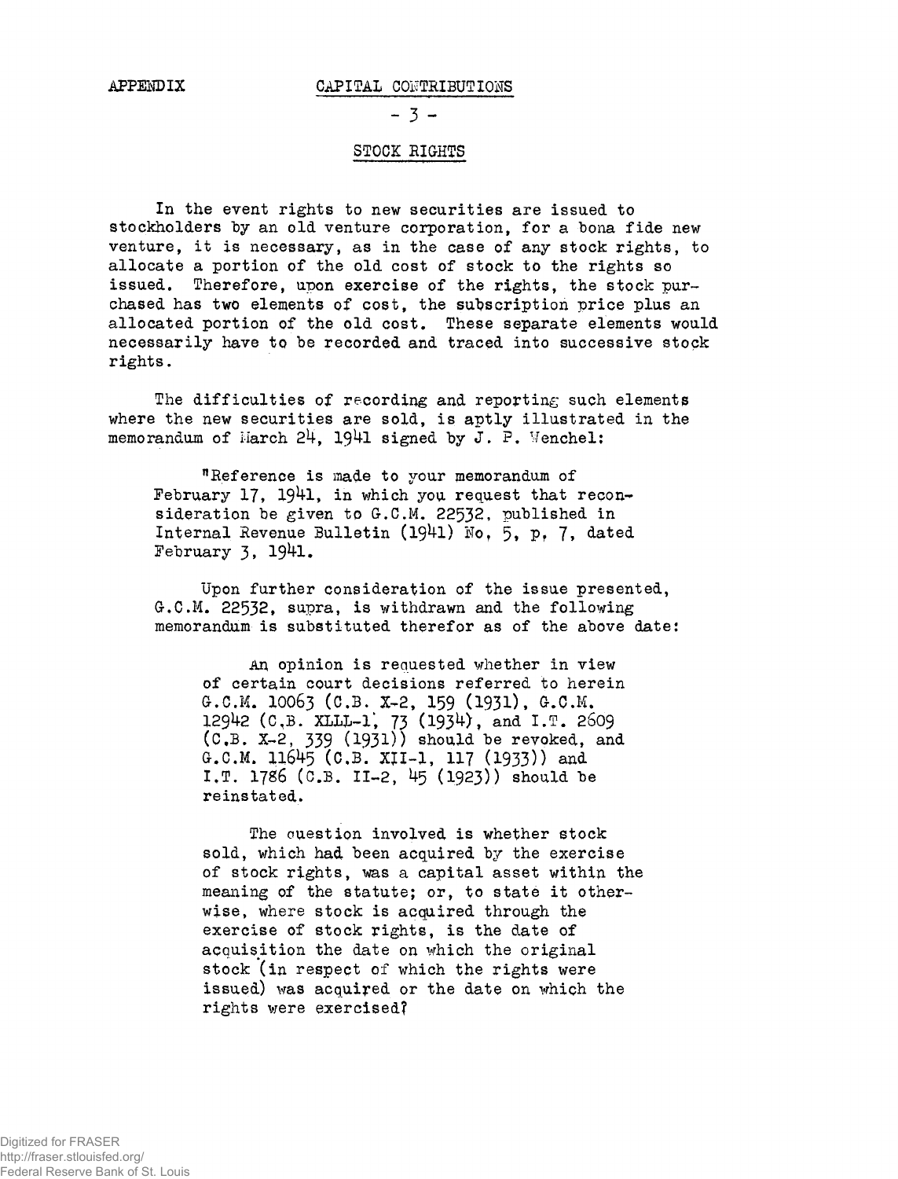APPENDIX CAPITAL CONTRIBUTIONS

## STOCK RIGHTS

In the event rights to new securities are issued to stockholders by an old venture corporation, for a bona fide new venture, it is necessary, as in the case of any stock rights, to allocate a portion of the old cost of stock to the rights so issued. Therefore, upon exercise of the rights, the stock purchased has two elements of cost, the subscription price plus an allocated portion of the old cost. These separate elements would necessarily have to be recorded and traced into successive stock rights.

The difficulties of recording and reporting such elements where the new securities are sold, is aptly illustrated in the memorandum of March 24, 1941 signed by J. P. Wenchel:

> "Reference is made to your memorandum of February 17, 1941, in which you request that reconsideration be given to G.C.M. 22532, published in Internal Revenue Bulletin (1941) No. 5, p. 7, dated February 3, 1941.
>
> Upon further consideration of the issue presented, G.C.M. 22532, supra, is withdrawn and the following memorandum is substituted therefor as of the above date:
>
> > An opinion is requested whether in view of certain court decisions referred to herein G.C.M. 10063 (C.B. X-2, 159 (1931), G.C.M. 12942 (C.B. XLLL-1, 73 (1934), and I.T. 2609 (C.B. X-2, 339 (1931)) should be revoked, and G.C.M. 11645 (C.B. XII-1, 117 (1933)) and I.T. 1786 (C.B. II-2, 45 (1923)) should be reinstated.
> >
> > The question involved is whether stock sold, which had been acquired by the exercise of stock rights, was a capital asset within the meaning of the statute; or, to state it otherwise, where stock is acquired through the exercise of stock rights, is the date of acquisition the date on which the original stock (in respect of which the rights were issued) was acquired or the date on which the rights were exercised?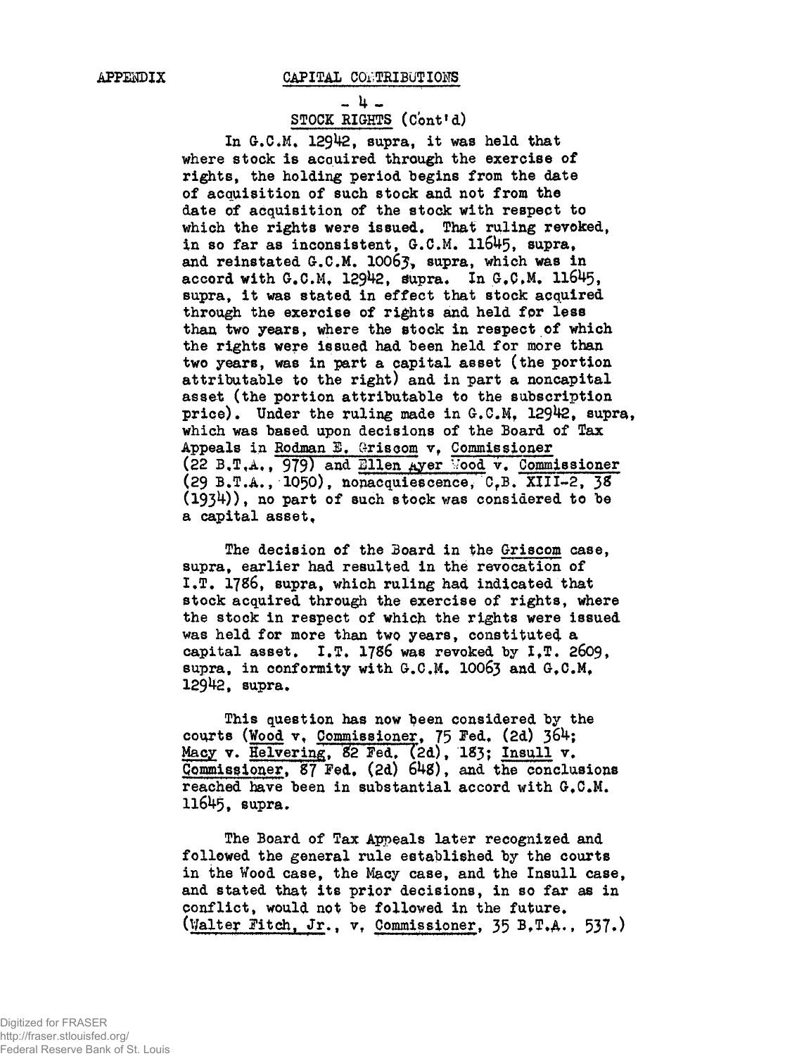APPENDIX CAPITAL CONTRIBUTIONS

STOCK RIGHTS (Cont'd)

In G.C.M. 12942, supra, it was held that where stock is acquired through the exercise of rights, the holding period begins from the date of acquisition of such stock and not from the date of acquisition of the stock with respect to which the rights were issued. That ruling revoked, in so far as inconsistent, G.C.M. 11645, supra, and reinstated G.C.M. 10063, supra, which was in accord with G.C.M. 12942, supra. In G.C.M. 11645, supra, it was stated in effect that stock acquired through the exercise of rights and held for less than two years, where the stock in respect of which the rights were issued had been held for more than two years, was in part a capital asset (the portion attributable to the right) and in part a noncapital asset (the portion attributable to the subscription price). Under the ruling made in G.C.M. 12942, supra, which was based upon decisions of the Board of Tax Appeals in Rodman E. Griscom v. Commissioner (22 B.T.A., 979) and Ellen Ayer Wood v. Commissioner (29 B.T.A., 1050), nonacquiescence, C.B. XIII-2, 38 (1934)), no part of such stock was considered to be a capital asset.

The decision of the Board in the Griscom case, supra, earlier had resulted in the revocation of I.T. 1786, supra, which ruling had indicated that stock acquired through the exercise of rights, where the stock in respect of which the rights were issued was held for more than two years, constituted a capital asset. I.T. 1786 was revoked by I.T. 2609, supra, in conformity with G.C.M. 10063 and G.C.M. 12942, supra.

This question has now been considered by the courts (Wood v. Commissioner, 75 Fed. (2d) 364; Macy v. Helvering, 82 Fed. (2d), 183; Insull v. Commissioner, 87 Fed. (2d) 648), and the conclusions reached have been in substantial accord with G.C.M. 11645, supra.

The Board of Tax Appeals later recognized and followed the general rule established by the courts in the Wood case, the Macy case, and the Insull case, and stated that its prior decisions, in so far as in conflict, would not be followed in the future. (Walter Fitch, Jr., v. Commissioner, 35 B.T.A., 537.)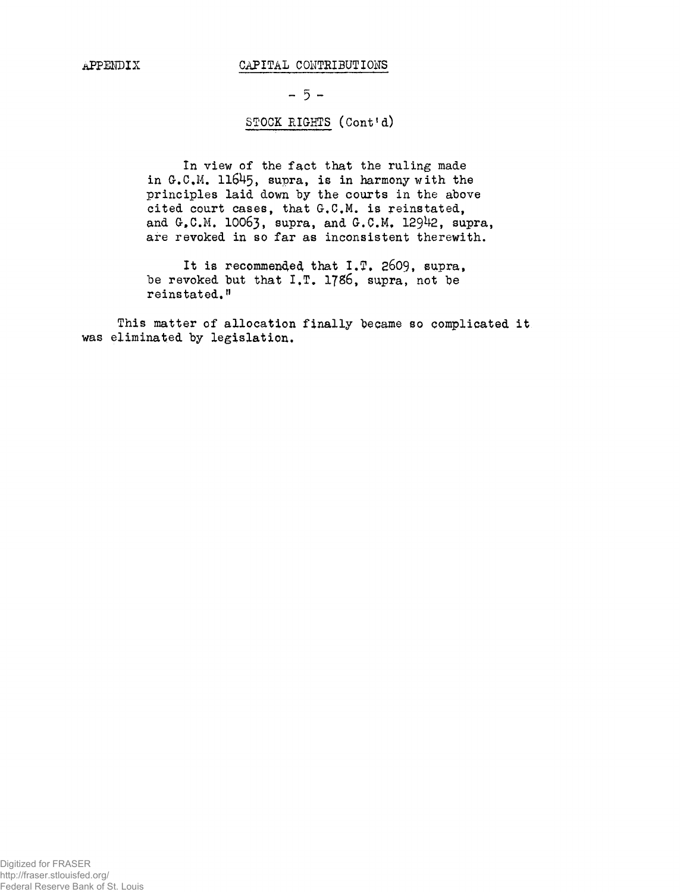## STOCK RIGHTS (Cont'd)

> In view of the fact that the ruling made in G.C.M. 11645, supra, is in harmony with the principles laid down by the courts in the above cited court cases, that G.C.M. is reinstated, and G.C.M. 10063, supra, and G.C.M. 12942, supra, are revoked in so far as inconsistent therewith.
>
> It is recommended that I.T. 2609, supra, be revoked but that I.T. 1786, supra, not be reinstated."

This matter of allocation finally became so complicated it was eliminated by legislation.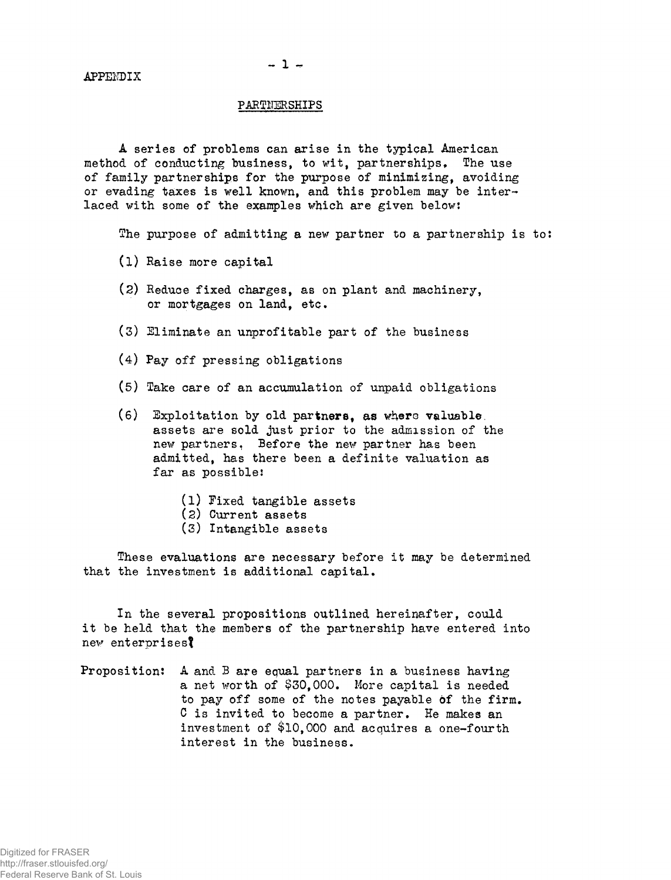APPENDIX

## PARTNERSHIPS

A series of problems can arise in the typical American method of conducting business, to wit, partnerships. The use of family partnerships for the purpose of minimizing, avoiding or evading taxes is well known, and this problem may be interlaced with some of the examples which are given below:

The purpose of admitting a new partner to a partnership is to:

(1) Raise more capital

(2) Reduce fixed charges, as on plant and machinery, or mortgages on land, etc.

(3) Eliminate an unprofitable part of the business

(4) Pay off pressing obligations

(5) Take care of an accumulation of unpaid obligations

(6) Exploitation by old partners, as where valuable assets are sold just prior to the admission of the new partners. Before the new partner has been admitted, has there been a definite valuation as far as possible:

   (1) Fixed tangible assets
   (2) Current assets
   (3) Intangible assets

These evaluations are necessary before it may be determined that the investment is additional capital.

In the several propositions outlined hereinafter, could it be held that the members of the partnership have entered into new enterprises?

Proposition: A and B are equal partners in a business having a net worth of $30,000. More capital is needed to pay off some of the notes payable of the firm. C is invited to become a partner. He makes an investment of $10,000 and acquires a one-fourth interest in the business.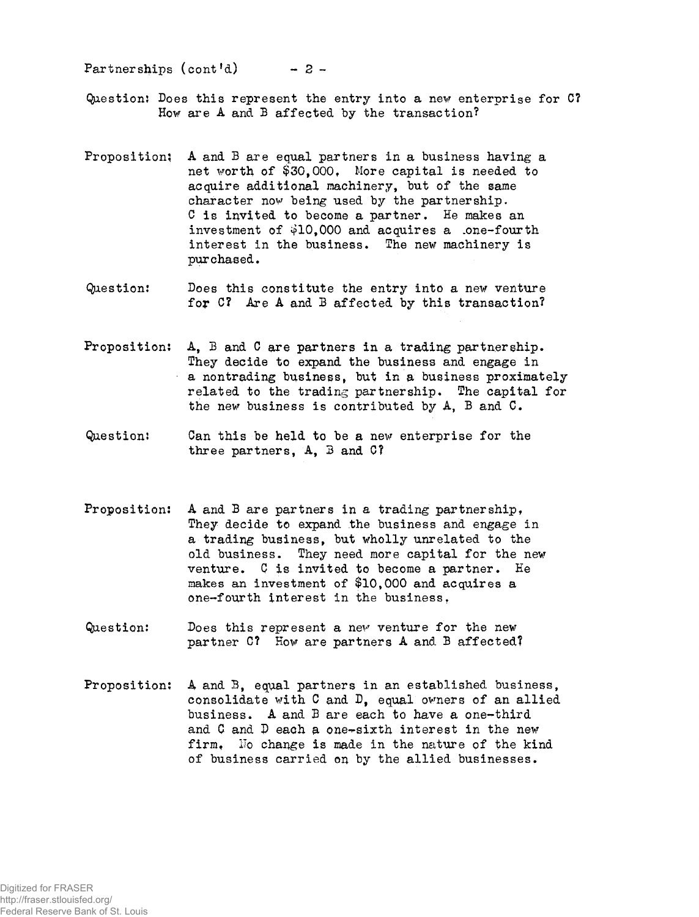Question: Does this represent the entry into a new enterprise for C? How are A and B affected by the transaction?

Proposition: A and B are equal partners in a business having a net worth of $30,000. More capital is needed to acquire additional machinery, but of the same character now being used by the partnership. C is invited to become a partner. He makes an investment of $10,000 and acquires a one-fourth interest in the business. The new machinery is purchased.

Question: Does this constitute the entry into a new venture for C? Are A and B affected by this transaction?

Proposition: A, B and C are partners in a trading partnership. They decide to expand the business and engage in a nontrading business, but in a business proximately related to the trading partnership. The capital for the new business is contributed by A, B and C.

Question: Can this be held to be a new enterprise for the three partners, A, B and C?

Proposition: A and B are partners in a trading partnership. They decide to expand the business and engage in a trading business, but wholly unrelated to the old business. They need more capital for the new venture. C is invited to become a partner. He makes an investment of $10,000 and acquires a one-fourth interest in the business.

Question: Does this represent a new venture for the new partner C? How are partners A and B affected?

Proposition: A and B, equal partners in an established business, consolidate with C and D, equal owners of an allied business. A and B are each to have a one-third and C and D each a one-sixth interest in the new firm. No change is made in the nature of the kind of business carried on by the allied businesses.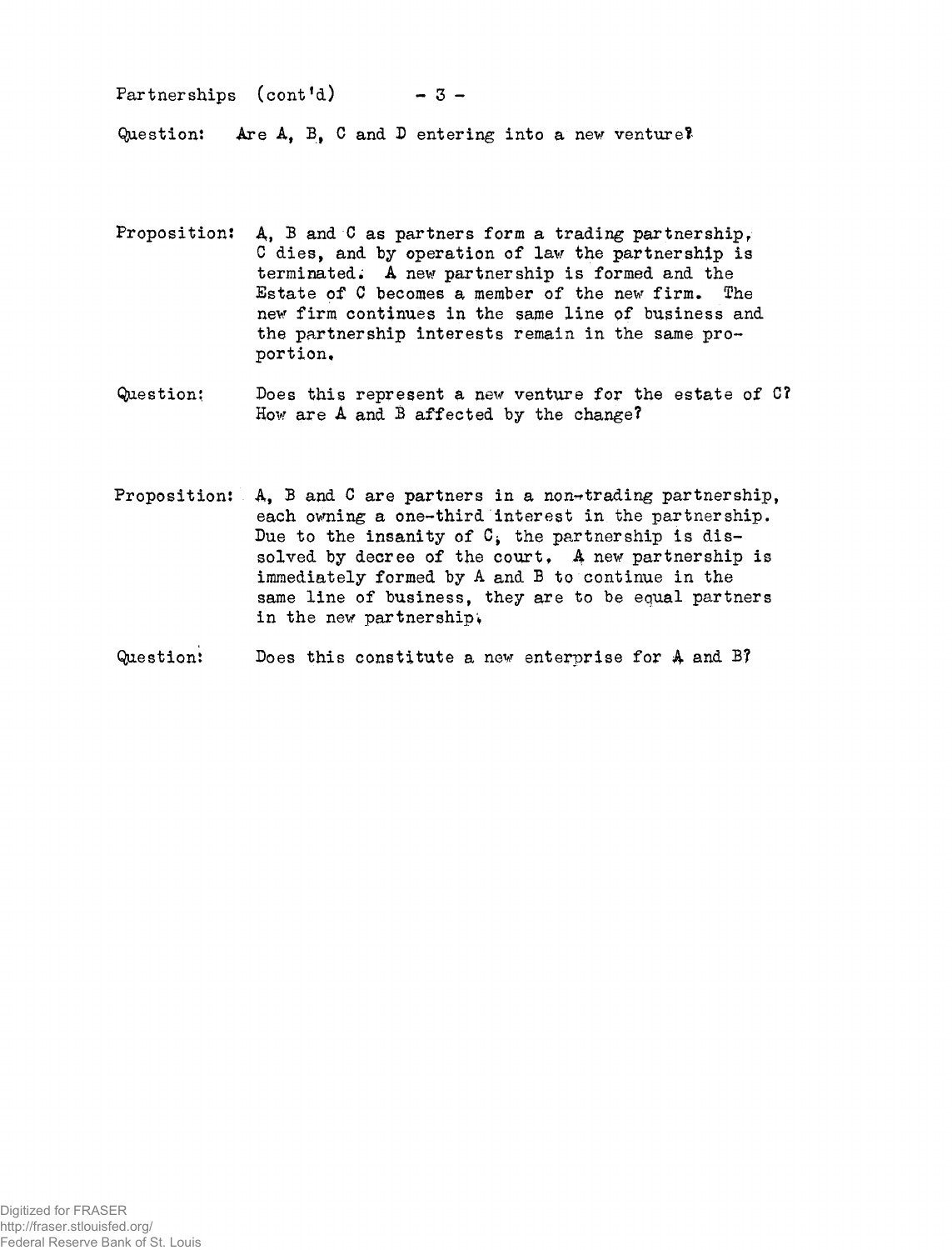Partnerships (cont'd)

Question: Are A, B, C and D entering into a new venture?

Proposition: A, B and C as partners form a trading partnership, C dies, and by operation of law the partnership is terminated. A new partnership is formed and the Estate of C becomes a member of the new firm. The new firm continues in the same line of business and the partnership interests remain in the same proportion.

Question: Does this represent a new venture for the estate of C? How are A and B affected by the change?

Proposition: A, B and C are partners in a non-trading partnership, each owning a one-third interest in the partnership. Due to the insanity of C, the partnership is dissolved by decree of the court. A new partnership is immediately formed by A and B to continue in the same line of business, they are to be equal partners in the new partnership.

Question: Does this constitute a new enterprise for A and B?